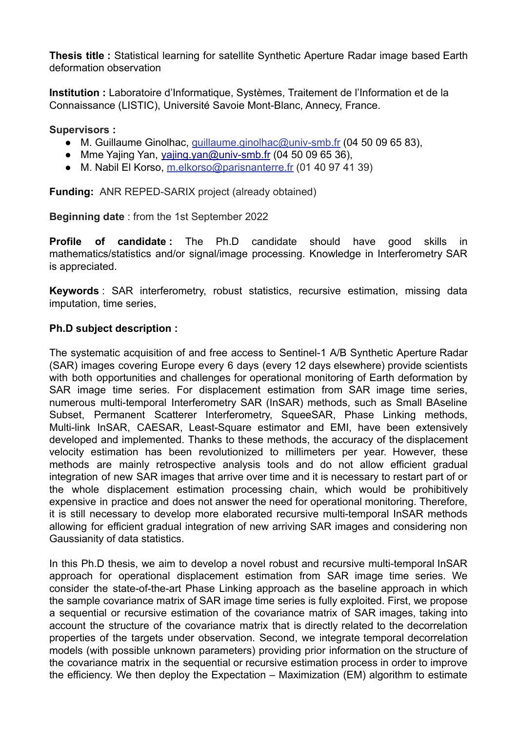**Thesis title :** Statistical learning for satellite Synthetic Aperture Radar image based Earth deformation observation

**Institution :** Laboratoire d'Informatique, Systèmes, Traitement de l'Information et de la Connaissance (LISTIC), Université Savoie Mont-Blanc, Annecy, France.

**Supervisors :**

- M. Guillaume Ginolhac, guillaume.ginolhac@univ-smb.fr (04 50 09 65 83),
- Mme Yajing Yan, yajing.yan@univ-smb.fr (04 50 09 65 36),
- M. Nabil El Korso, m.elkorso@parisnanterre.fr (01 40 97 41 39)

**Funding:** ANR REPED-SARIX project (already obtained)

**Beginning date** : from the 1st September 2022

**Profile of candidate :** The Ph.D candidate should have good skills in mathematics/statistics and/or signal/image processing. Knowledge in Interferometry SAR is appreciated.

**Keywords** : SAR interferometry, robust statistics, recursive estimation, missing data imputation, time series,

**Ph.D subject description :**

The systematic acquisition of and free access to Sentinel-1 A/B Synthetic Aperture Radar (SAR) images covering Europe every 6 days (every 12 days elsewhere) provide scientists with both opportunities and challenges for operational monitoring of Earth deformation by SAR image time series. For displacement estimation from SAR image time series, numerous multi-temporal Interferometry SAR (InSAR) methods, such as Small BAseline Subset, Permanent Scatterer Interferometry, SqueeSAR, Phase Linking methods, Multi-link InSAR, CAESAR, Least-Square estimator and EMI, have been extensively developed and implemented. Thanks to these methods, the accuracy of the displacement velocity estimation has been revolutionized to millimeters per year. However, these methods are mainly retrospective analysis tools and do not allow efficient gradual integration of new SAR images that arrive over time and it is necessary to restart part of or the whole displacement estimation processing chain, which would be prohibitively expensive in practice and does not answer the need for operational monitoring. Therefore, it is still necessary to develop more elaborated recursive multi-temporal InSAR methods allowing for efficient gradual integration of new arriving SAR images and considering non Gaussianity of data statistics.

In this Ph.D thesis, we aim to develop a novel robust and recursive multi-temporal InSAR approach for operational displacement estimation from SAR image time series. We consider the state-of-the-art Phase Linking approach as the baseline approach in which the sample covariance matrix of SAR image time series is fully exploited. First, we propose a sequential or recursive estimation of the covariance matrix of SAR images, taking into account the structure of the covariance matrix that is directly related to the decorrelation properties of the targets under observation. Second, we integrate temporal decorrelation models (with possible unknown parameters) providing prior information on the structure of the covariance matrix in the sequential or recursive estimation process in order to improve the efficiency. We then deploy the Expectation – Maximization (EM) algorithm to estimate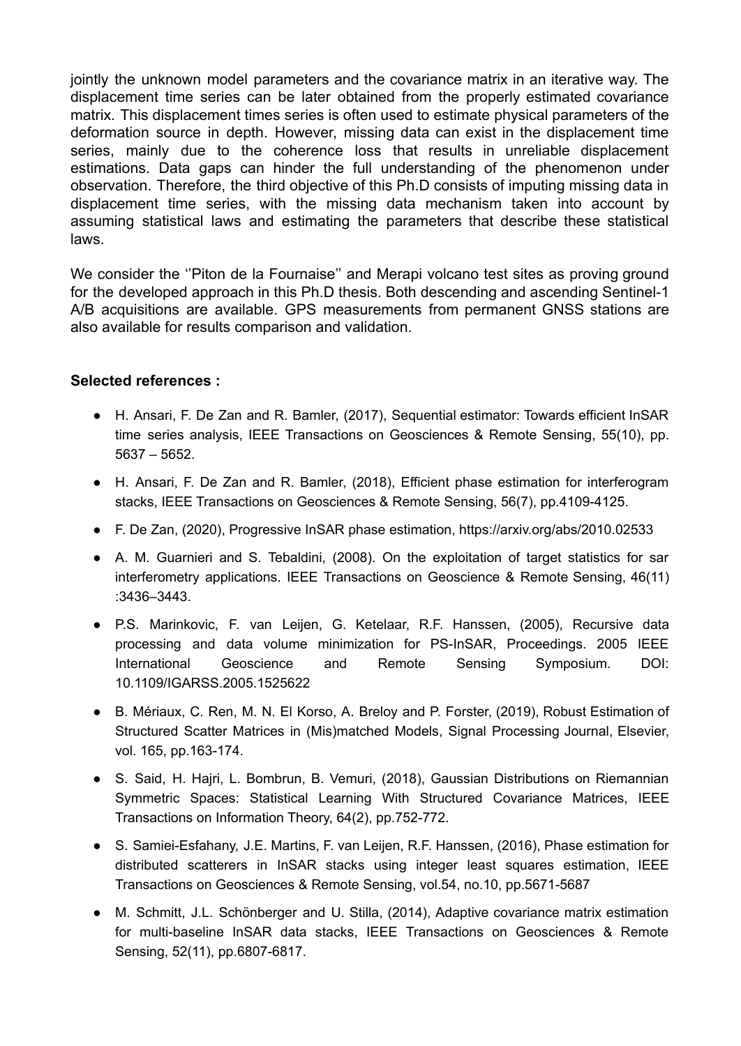jointly the unknown model parameters and the covariance matrix in an iterative way. The displacement time series can be later obtained from the properly estimated covariance matrix. This displacement times series is often used to estimate physical parameters of the deformation source in depth. However, missing data can exist in the displacement time series, mainly due to the coherence loss that results in unreliable displacement estimations. Data gaps can hinder the full understanding of the phenomenon under observation. Therefore, the third objective of this Ph.D consists of imputing missing data in displacement time series, with the missing data mechanism taken into account by assuming statistical laws and estimating the parameters that describe these statistical laws.

We consider the ''Piton de la Fournaise'' and Merapi volcano test sites as proving ground for the developed approach in this Ph.D thesis. Both descending and ascending Sentinel-1 A/B acquisitions are available. GPS measurements from permanent GNSS stations are also available for results comparison and validation.

**Selected references :**

- H. Ansari, F. De Zan and R. Bamler, (2017), Sequential estimator: Towards efficient InSAR time series analysis, IEEE Transactions on Geosciences & Remote Sensing, 55(10), pp. 5637 – 5652.
- H. Ansari, F. De Zan and R. Bamler, (2018), Efficient phase estimation for interferogram stacks, IEEE Transactions on Geosciences & Remote Sensing, 56(7), pp.4109-4125.
- F. De Zan, (2020), Progressive InSAR phase estimation, https://arxiv.org/abs/2010.02533
- A. M. Guarnieri and S. Tebaldini, (2008). On the exploitation of target statistics for sar interferometry applications. IEEE Transactions on Geoscience & Remote Sensing, 46(11) :3436–3443.
- P.S. Marinkovic, F. van Leijen, G. Ketelaar, R.F. Hanssen, (2005), Recursive data processing and data volume minimization for PS-InSAR, Proceedings. 2005 IEEE International Geoscience and Remote Sensing Symposium. DOI: 10.1109/IGARSS.2005.1525622
- B. Mériaux, C. Ren, M. N. El Korso, A. Breloy and P. Forster, (2019), Robust Estimation of Structured Scatter Matrices in (Mis)matched Models, Signal Processing Journal, Elsevier, vol. 165, pp.163-174.
- S. Said, H. Hajri, L. Bombrun, B. Vemuri, (2018), Gaussian Distributions on Riemannian Symmetric Spaces: Statistical Learning With Structured Covariance Matrices, IEEE Transactions on Information Theory, 64(2), pp.752-772.
- S. Samiei-Esfahany, J.E. Martins, F. van Leijen, R.F. Hanssen, (2016), Phase estimation for distributed scatterers in InSAR stacks using integer least squares estimation, IEEE Transactions on Geosciences & Remote Sensing, vol.54, no.10, pp.5671-5687
- M. Schmitt, J.L. Schönberger and U. Stilla, (2014), Adaptive covariance matrix estimation for multi-baseline InSAR data stacks, IEEE Transactions on Geosciences & Remote Sensing, 52(11), pp.6807-6817.